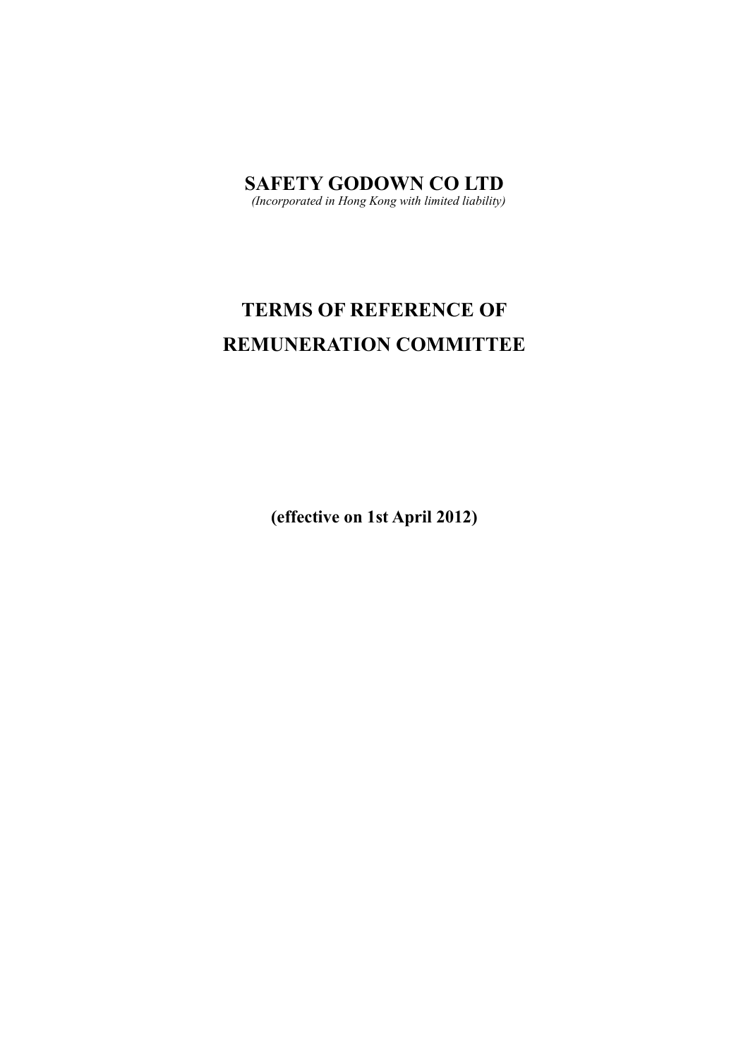# SAFETY GODOWN CO LTD

*(Incorporated in Hong Kong with limited liability)*

# TERMS OF REFERENCE OF REMUNERATION COMMITTEE

**(effective on 1st April 2012)**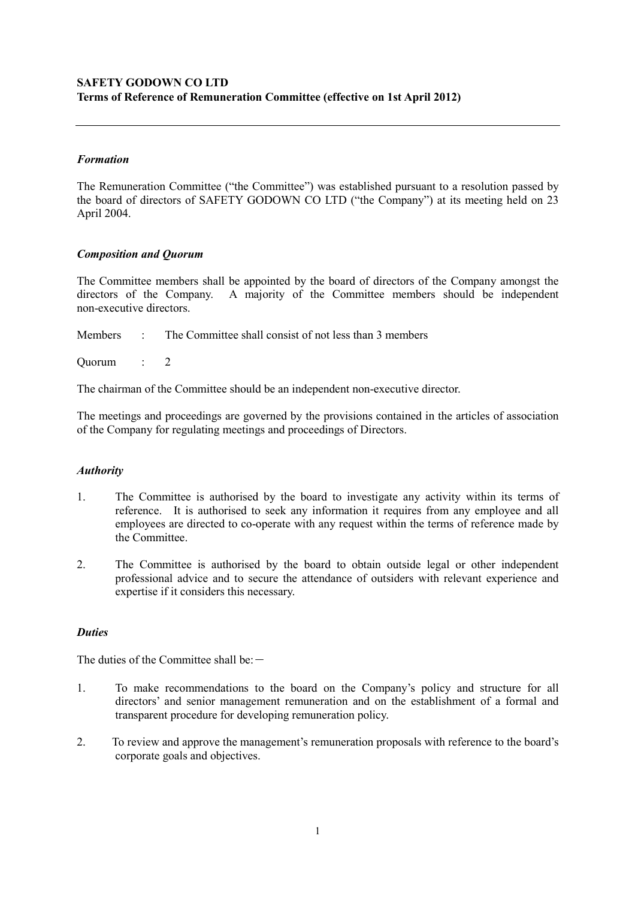**SAFETY GODOWN CO LTD**
**Terms of Reference of Remuneration Committee (effective on 1st April 2012)**

---

### *Formation*

The Remuneration Committee ("the Committee") was established pursuant to a resolution passed by the board of directors of SAFETY GODOWN CO LTD ("the Company") at its meeting held on 23 April 2004.

### *Composition and Quorum*

The Committee members shall be appointed by the board of directors of the Company amongst the directors of the Company. A majority of the Committee members should be independent non-executive directors.

Members : The Committee shall consist of not less than 3 members

Quorum : 2

The chairman of the Committee should be an independent non-executive director.

The meetings and proceedings are governed by the provisions contained in the articles of association of the Company for regulating meetings and proceedings of Directors.

### *Authority*

1. The Committee is authorised by the board to investigate any activity within its terms of reference. It is authorised to seek any information it requires from any employee and all employees are directed to co-operate with any request within the terms of reference made by the Committee.

2. The Committee is authorised by the board to obtain outside legal or other independent professional advice and to secure the attendance of outsiders with relevant experience and expertise if it considers this necessary.

### *Duties*

The duties of the Committee shall be:－

1. To make recommendations to the board on the Company's policy and structure for all directors' and senior management remuneration and on the establishment of a formal and transparent procedure for developing remuneration policy.

2. To review and approve the management's remuneration proposals with reference to the board's corporate goals and objectives.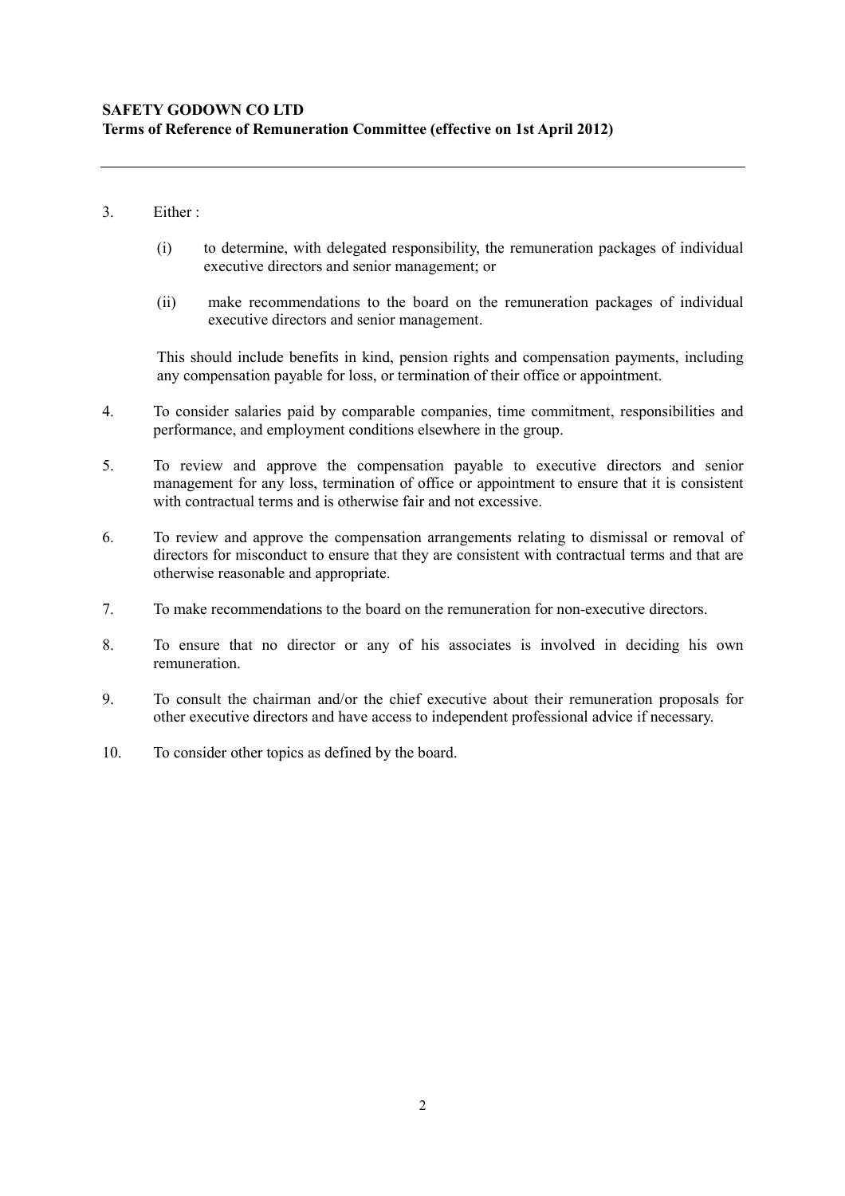**SAFETY GODOWN CO LTD**
**Terms of Reference of Remuneration Committee (effective on 1st April 2012)**

3. Either :

   (i) to determine, with delegated responsibility, the remuneration packages of individual executive directors and senior management; or

   (ii) make recommendations to the board on the remuneration packages of individual executive directors and senior management.

   This should include benefits in kind, pension rights and compensation payments, including any compensation payable for loss, or termination of their office or appointment.

4. To consider salaries paid by comparable companies, time commitment, responsibilities and performance, and employment conditions elsewhere in the group.

5. To review and approve the compensation payable to executive directors and senior management for any loss, termination of office or appointment to ensure that it is consistent with contractual terms and is otherwise fair and not excessive.

6. To review and approve the compensation arrangements relating to dismissal or removal of directors for misconduct to ensure that they are consistent with contractual terms and that are otherwise reasonable and appropriate.

7. To make recommendations to the board on the remuneration for non-executive directors.

8. To ensure that no director or any of his associates is involved in deciding his own remuneration.

9. To consult the chairman and/or the chief executive about their remuneration proposals for other executive directors and have access to independent professional advice if necessary.

10. To consider other topics as defined by the board.